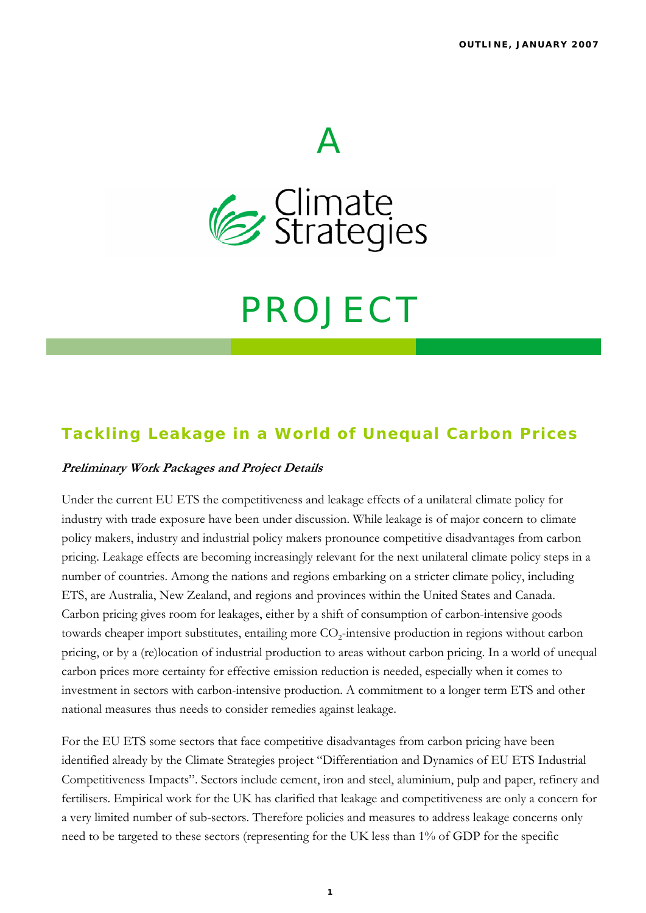OUTLINE, JANUARY 2007

A

Climate Strategies

# PROJECT

## Tackling Leakage in a World of Unequal Carbon Prices

***Preliminary Work Packages and Project Details***

Under the current EU ETS the competitiveness and leakage effects of a unilateral climate policy for industry with trade exposure have been under discussion. While leakage is of major concern to climate policy makers, industry and industrial policy makers pronounce competitive disadvantages from carbon pricing. Leakage effects are becoming increasingly relevant for the next unilateral climate policy steps in a number of countries. Among the nations and regions embarking on a stricter climate policy, including ETS, are Australia, New Zealand, and regions and provinces within the United States and Canada. Carbon pricing gives room for leakages, either by a shift of consumption of carbon-intensive goods towards cheaper import substitutes, entailing more $CO_2$-intensive production in regions without carbon pricing, or by a (re)location of industrial production to areas without carbon pricing. In a world of unequal carbon prices more certainty for effective emission reduction is needed, especially when it comes to investment in sectors with carbon-intensive production. A commitment to a longer term ETS and other national measures thus needs to consider remedies against leakage.

For the EU ETS some sectors that face competitive disadvantages from carbon pricing have been identified already by the Climate Strategies project "Differentiation and Dynamics of EU ETS Industrial Competitiveness Impacts". Sectors include cement, iron and steel, aluminium, pulp and paper, refinery and fertilisers. Empirical work for the UK has clarified that leakage and competitiveness are only a concern for a very limited number of sub-sectors. Therefore policies and measures to address leakage concerns only need to be targeted to these sectors (representing for the UK less than 1% of GDP for the specific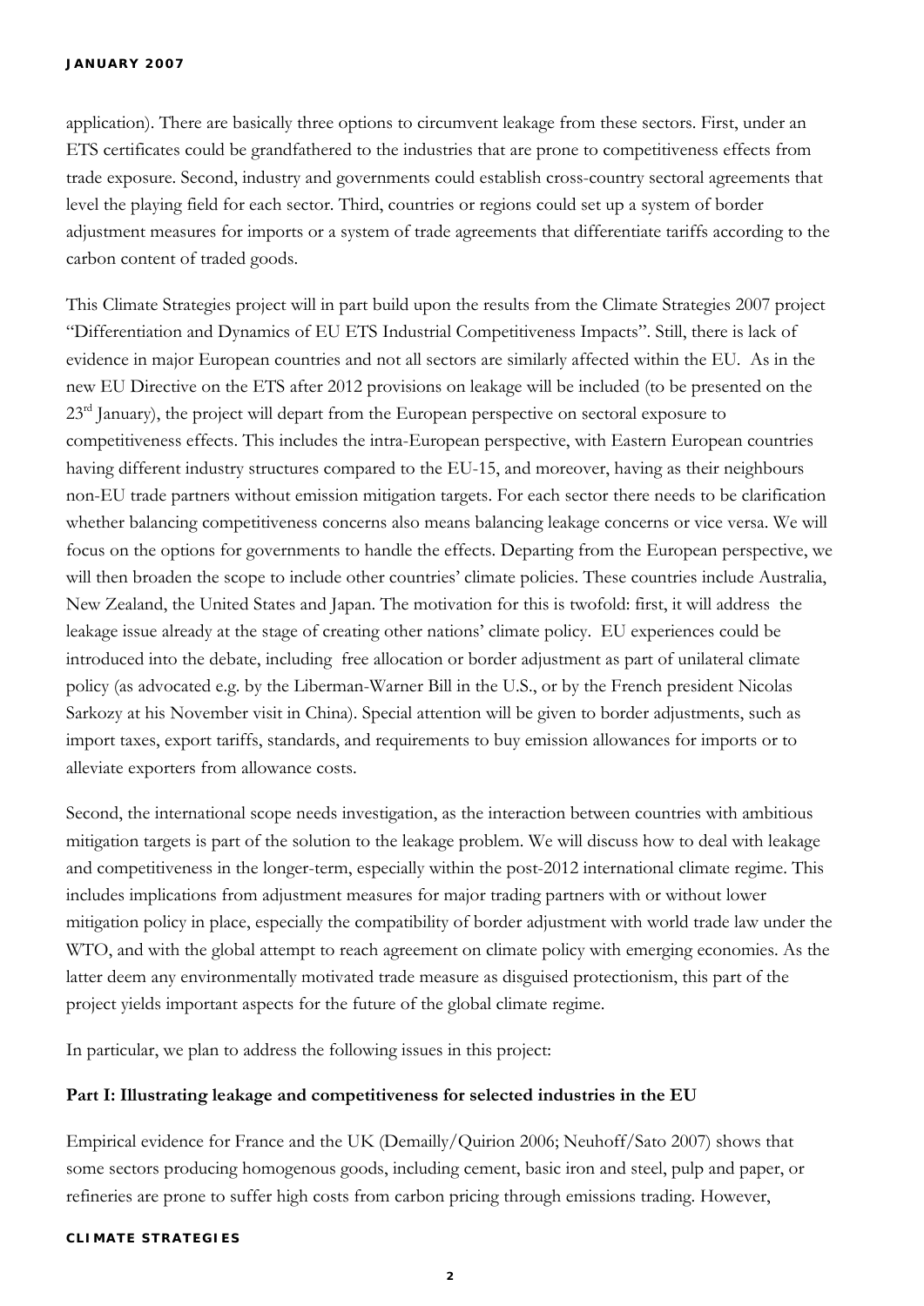application). There are basically three options to circumvent leakage from these sectors. First, under an ETS certificates could be grandfathered to the industries that are prone to competitiveness effects from trade exposure. Second, industry and governments could establish cross-country sectoral agreements that level the playing field for each sector. Third, countries or regions could set up a system of border adjustment measures for imports or a system of trade agreements that differentiate tariffs according to the carbon content of traded goods.

This Climate Strategies project will in part build upon the results from the Climate Strategies 2007 project "Differentiation and Dynamics of EU ETS Industrial Competitiveness Impacts". Still, there is lack of evidence in major European countries and not all sectors are similarly affected within the EU. As in the new EU Directive on the ETS after 2012 provisions on leakage will be included (to be presented on the 23rd January), the project will depart from the European perspective on sectoral exposure to competitiveness effects. This includes the intra-European perspective, with Eastern European countries having different industry structures compared to the EU-15, and moreover, having as their neighbours non-EU trade partners without emission mitigation targets. For each sector there needs to be clarification whether balancing competitiveness concerns also means balancing leakage concerns or vice versa. We will focus on the options for governments to handle the effects. Departing from the European perspective, we will then broaden the scope to include other countries' climate policies. These countries include Australia, New Zealand, the United States and Japan. The motivation for this is twofold: first, it will address the leakage issue already at the stage of creating other nations' climate policy. EU experiences could be introduced into the debate, including free allocation or border adjustment as part of unilateral climate policy (as advocated e.g. by the Liberman-Warner Bill in the U.S., or by the French president Nicolas Sarkozy at his November visit in China). Special attention will be given to border adjustments, such as import taxes, export tariffs, standards, and requirements to buy emission allowances for imports or to alleviate exporters from allowance costs.

Second, the international scope needs investigation, as the interaction between countries with ambitious mitigation targets is part of the solution to the leakage problem. We will discuss how to deal with leakage and competitiveness in the longer-term, especially within the post-2012 international climate regime. This includes implications from adjustment measures for major trading partners with or without lower mitigation policy in place, especially the compatibility of border adjustment with world trade law under the WTO, and with the global attempt to reach agreement on climate policy with emerging economies. As the latter deem any environmentally motivated trade measure as disguised protectionism, this part of the project yields important aspects for the future of the global climate regime.

In particular, we plan to address the following issues in this project:

**Part I: Illustrating leakage and competitiveness for selected industries in the EU**

Empirical evidence for France and the UK (Demailly/Quirion 2006; Neuhoff/Sato 2007) shows that some sectors producing homogenous goods, including cement, basic iron and steel, pulp and paper, or refineries are prone to suffer high costs from carbon pricing through emissions trading. However,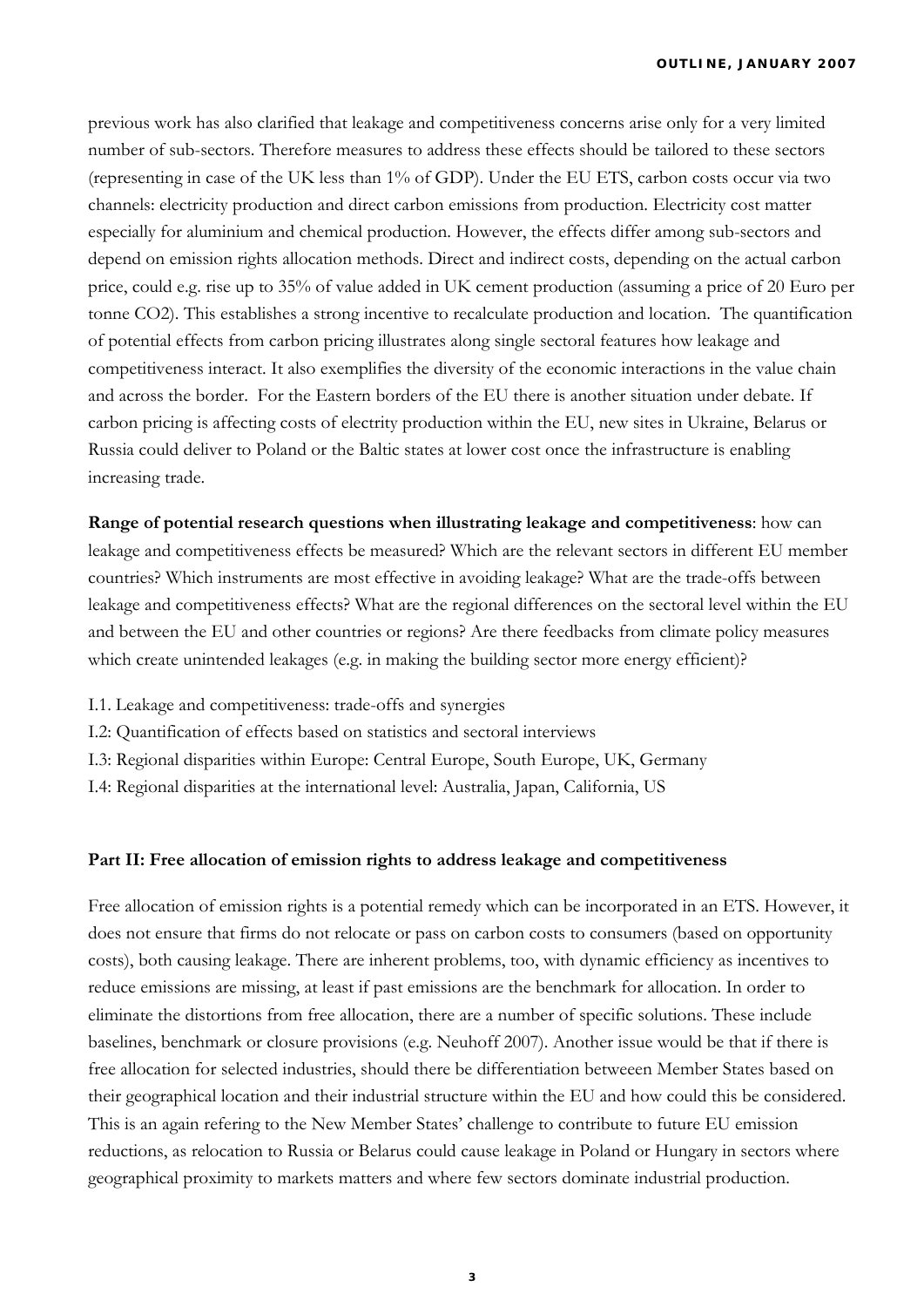previous work has also clarified that leakage and competitiveness concerns arise only for a very limited number of sub-sectors. Therefore measures to address these effects should be tailored to these sectors (representing in case of the UK less than 1% of GDP). Under the EU ETS, carbon costs occur via two channels: electricity production and direct carbon emissions from production. Electricity cost matter especially for aluminium and chemical production. However, the effects differ among sub-sectors and depend on emission rights allocation methods. Direct and indirect costs, depending on the actual carbon price, could e.g. rise up to 35% of value added in UK cement production (assuming a price of 20 Euro per tonne CO2). This establishes a strong incentive to recalculate production and location. The quantification of potential effects from carbon pricing illustrates along single sectoral features how leakage and competitiveness interact. It also exemplifies the diversity of the economic interactions in the value chain and across the border. For the Eastern borders of the EU there is another situation under debate. If carbon pricing is affecting costs of electrity production within the EU, new sites in Ukraine, Belarus or Russia could deliver to Poland or the Baltic states at lower cost once the infrastructure is enabling increasing trade.

**Range of potential research questions when illustrating leakage and competitiveness**: how can leakage and competitiveness effects be measured? Which are the relevant sectors in different EU member countries? Which instruments are most effective in avoiding leakage? What are the trade-offs between leakage and competitiveness effects? What are the regional differences on the sectoral level within the EU and between the EU and other countries or regions? Are there feedbacks from climate policy measures which create unintended leakages (e.g. in making the building sector more energy efficient)?

I.1. Leakage and competitiveness: trade-offs and synergies

I.2: Quantification of effects based on statistics and sectoral interviews

I.3: Regional disparities within Europe: Central Europe, South Europe, UK, Germany

I.4: Regional disparities at the international level: Australia, Japan, California, US

**Part II: Free allocation of emission rights to address leakage and competitiveness**

Free allocation of emission rights is a potential remedy which can be incorporated in an ETS. However, it does not ensure that firms do not relocate or pass on carbon costs to consumers (based on opportunity costs), both causing leakage. There are inherent problems, too, with dynamic efficiency as incentives to reduce emissions are missing, at least if past emissions are the benchmark for allocation. In order to eliminate the distortions from free allocation, there are a number of specific solutions. These include baselines, benchmark or closure provisions (e.g. Neuhoff 2007). Another issue would be that if there is free allocation for selected industries, should there be differentiation betweeen Member States based on their geographical location and their industrial structure within the EU and how could this be considered. This is an again refering to the New Member States' challenge to contribute to future EU emission reductions, as relocation to Russia or Belarus could cause leakage in Poland or Hungary in sectors where geographical proximity to markets matters and where few sectors dominate industrial production.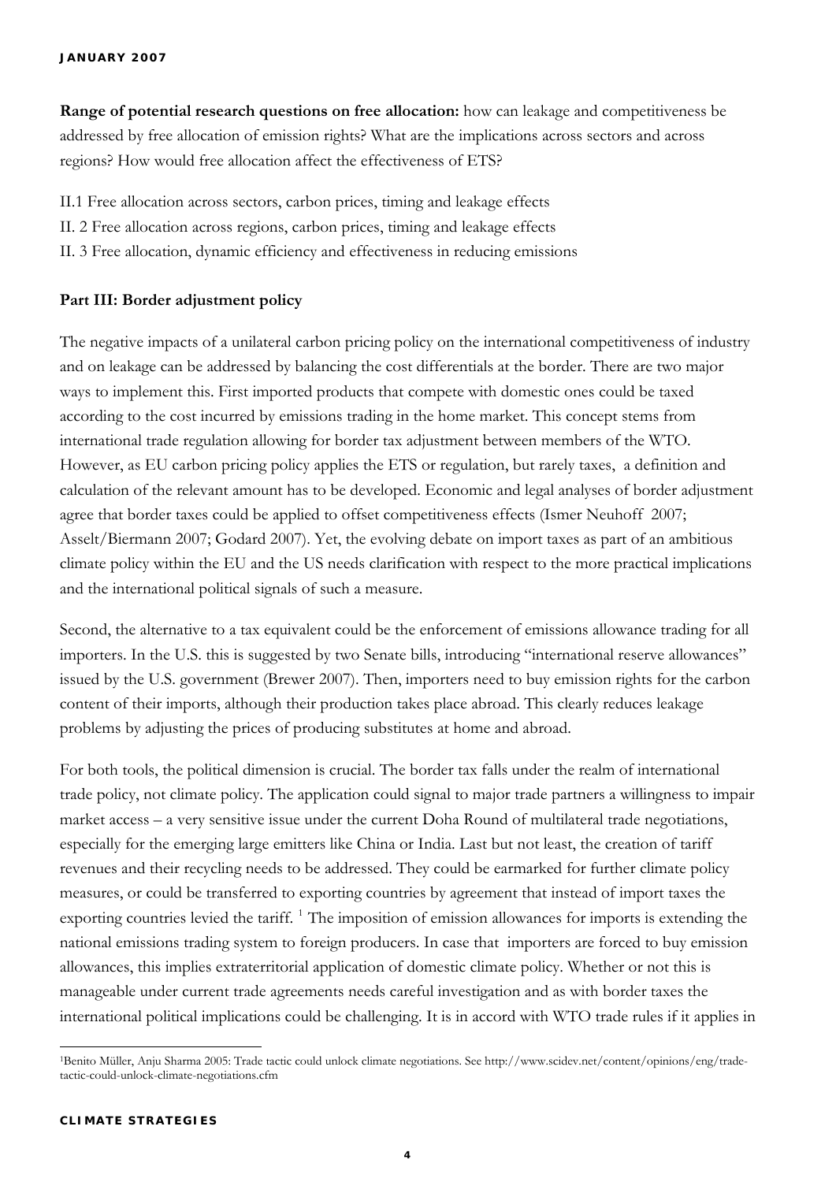**Range of potential research questions on free allocation:** how can leakage and competitiveness be addressed by free allocation of emission rights? What are the implications across sectors and across regions? How would free allocation affect the effectiveness of ETS?

II.1 Free allocation across sectors, carbon prices, timing and leakage effects

II. 2 Free allocation across regions, carbon prices, timing and leakage effects

II. 3 Free allocation, dynamic efficiency and effectiveness in reducing emissions

**Part III: Border adjustment policy**

The negative impacts of a unilateral carbon pricing policy on the international competitiveness of industry and on leakage can be addressed by balancing the cost differentials at the border. There are two major ways to implement this. First imported products that compete with domestic ones could be taxed according to the cost incurred by emissions trading in the home market. This concept stems from international trade regulation allowing for border tax adjustment between members of the WTO. However, as EU carbon pricing policy applies the ETS or regulation, but rarely taxes, a definition and calculation of the relevant amount has to be developed. Economic and legal analyses of border adjustment agree that border taxes could be applied to offset competitiveness effects (Ismer Neuhoff 2007; Asselt/Biermann 2007; Godard 2007). Yet, the evolving debate on import taxes as part of an ambitious climate policy within the EU and the US needs clarification with respect to the more practical implications and the international political signals of such a measure.

Second, the alternative to a tax equivalent could be the enforcement of emissions allowance trading for all importers. In the U.S. this is suggested by two Senate bills, introducing "international reserve allowances" issued by the U.S. government (Brewer 2007). Then, importers need to buy emission rights for the carbon content of their imports, although their production takes place abroad. This clearly reduces leakage problems by adjusting the prices of producing substitutes at home and abroad.

For both tools, the political dimension is crucial. The border tax falls under the realm of international trade policy, not climate policy. The application could signal to major trade partners a willingness to impair market access – a very sensitive issue under the current Doha Round of multilateral trade negotiations, especially for the emerging large emitters like China or India. Last but not least, the creation of tariff revenues and their recycling needs to be addressed. They could be earmarked for further climate policy measures, or could be transferred to exporting countries by agreement that instead of import taxes the exporting countries levied the tariff. [1] The imposition of emission allowances for imports is extending the national emissions trading system to foreign producers. In case that importers are forced to buy emission allowances, this implies extraterritorial application of domestic climate policy. Whether or not this is manageable under current trade agreements needs careful investigation and as with border taxes the international political implications could be challenging. It is in accord with WTO trade rules if it applies in

[1] Benito Müller, Anju Sharma 2005: Trade tactic could unlock climate negotiations. See http://www.scidev.net/content/opinions/eng/trade-tactic-could-unlock-climate-negotiations.cfm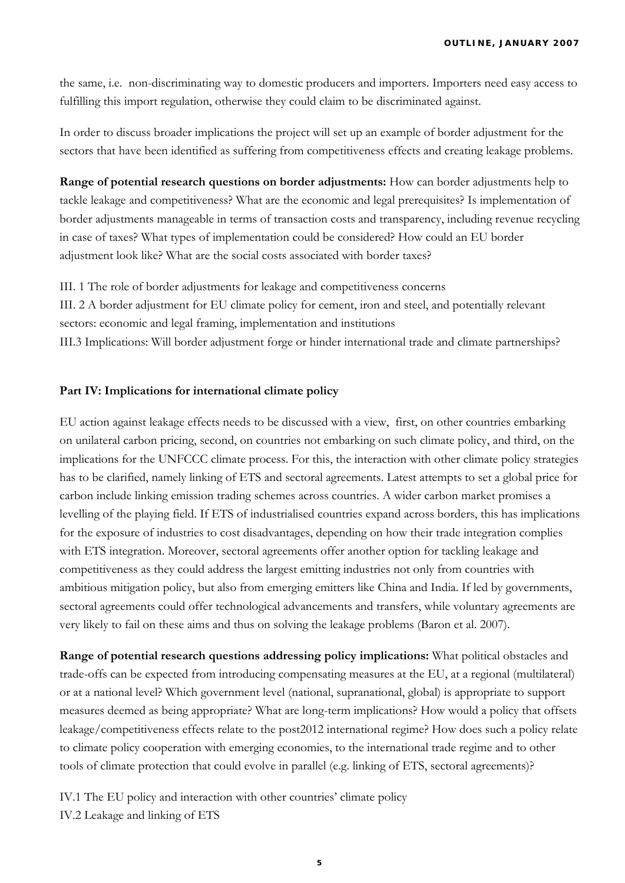the same, i.e. non-discriminating way to domestic producers and importers. Importers need easy access to fulfilling this import regulation, otherwise they could claim to be discriminated against.

In order to discuss broader implications the project will set up an example of border adjustment for the sectors that have been identified as suffering from competitiveness effects and creating leakage problems.

**Range of potential research questions on border adjustments:** How can border adjustments help to tackle leakage and competitiveness? What are the economic and legal prerequisites? Is implementation of border adjustments manageable in terms of transaction costs and transparency, including revenue recycling in case of taxes? What types of implementation could be considered? How could an EU border adjustment look like? What are the social costs associated with border taxes?

III. 1 The role of border adjustments for leakage and competitiveness concerns
III. 2 A border adjustment for EU climate policy for cement, iron and steel, and potentially relevant sectors: economic and legal framing, implementation and institutions
III.3 Implications: Will border adjustment forge or hinder international trade and climate partnerships?

**Part IV: Implications for international climate policy**

EU action against leakage effects needs to be discussed with a view, first, on other countries embarking on unilateral carbon pricing, second, on countries not embarking on such climate policy, and third, on the implications for the UNFCCC climate process. For this, the interaction with other climate policy strategies has to be clarified, namely linking of ETS and sectoral agreements. Latest attempts to set a global price for carbon include linking emission trading schemes across countries. A wider carbon market promises a levelling of the playing field. If ETS of industrialised countries expand across borders, this has implications for the exposure of industries to cost disadvantages, depending on how their trade integration complies with ETS integration. Moreover, sectoral agreements offer another option for tackling leakage and competitiveness as they could address the largest emitting industries not only from countries with ambitious mitigation policy, but also from emerging emitters like China and India. If led by governments, sectoral agreements could offer technological advancements and transfers, while voluntary agreements are very likely to fail on these aims and thus on solving the leakage problems (Baron et al. 2007).

**Range of potential research questions addressing policy implications:** What political obstacles and trade-offs can be expected from introducing compensating measures at the EU, at a regional (multilateral) or at a national level? Which government level (national, supranational, global) is appropriate to support measures deemed as being appropriate? What are long-term implications? How would a policy that offsets leakage/competitiveness effects relate to the post2012 international regime? How does such a policy relate to climate policy cooperation with emerging economies, to the international trade regime and to other tools of climate protection that could evolve in parallel (e.g. linking of ETS, sectoral agreements)?

IV.1 The EU policy and interaction with other countries' climate policy
IV.2 Leakage and linking of ETS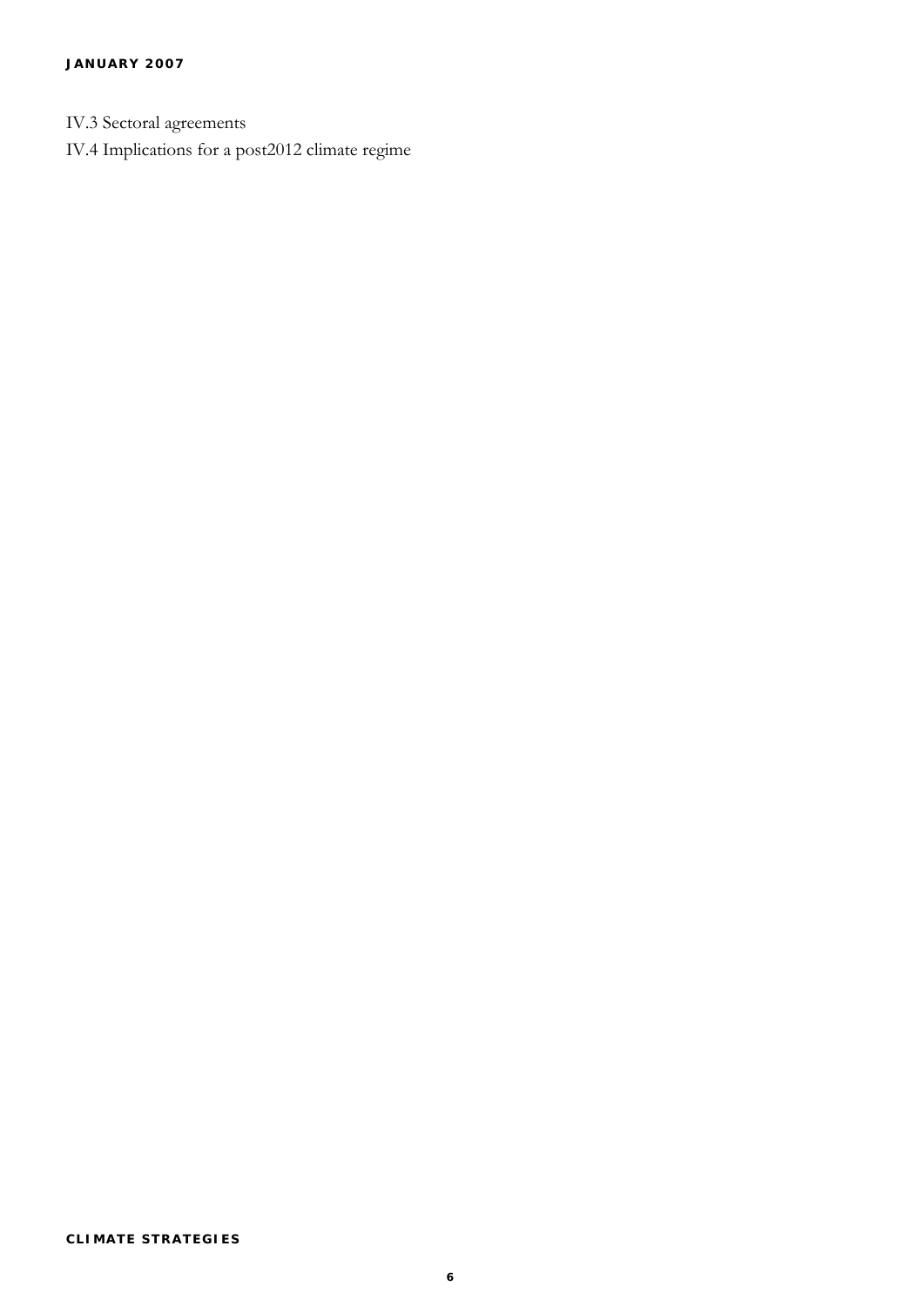IV.3 Sectoral agreements

IV.4 Implications for a post2012 climate regime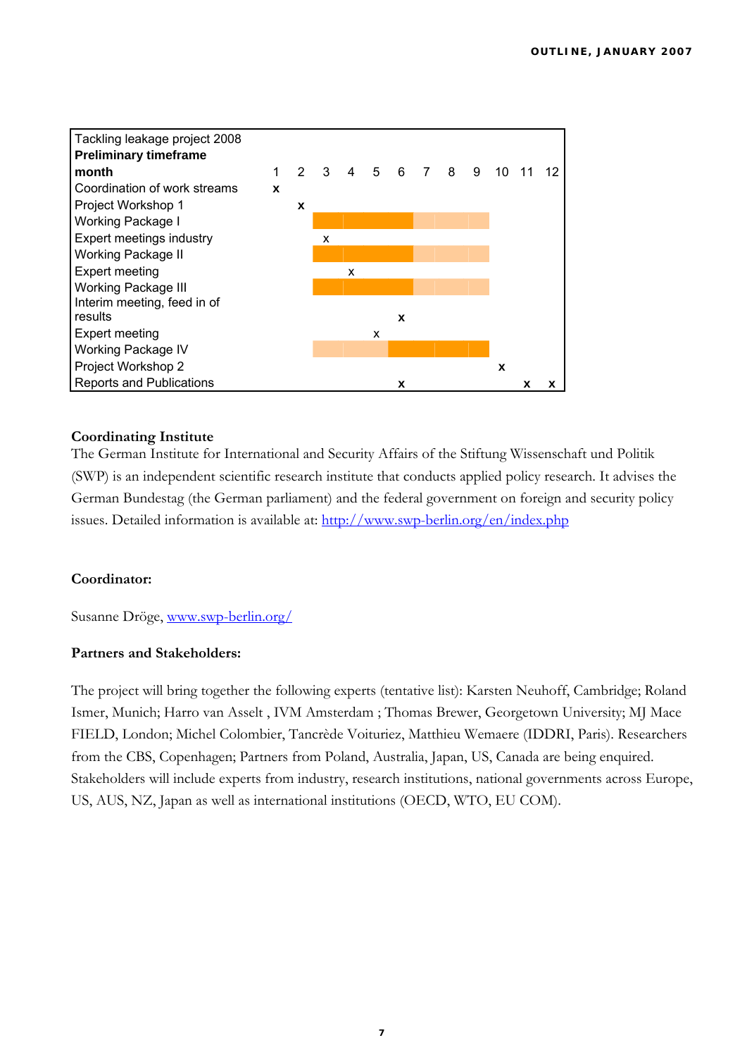| Tackling leakage project 2008 | | | | | | | | | | | | |
|---|---|---|---|---|---|---|---|---|---|---|---|---|
| **Preliminary timeframe** | | | | | | | | | | | | |
| **month** | 1 | 2 | 3 | 4 | 5 | 6 | 7 | 8 | 9 | 10 | 11 | 12 |
| Coordination of work streams | **x** | | | | | | | | | | | |
| Project Workshop 1 | | **x** | | | | | | | | | | |
| Working Package I | | | | | | | | | | | | |
| Expert meetings industry | | | x | | | | | | | | | |
| Working Package II | | | | | | | | | | | | |
| Expert meeting | | | | x | | | | | | | | |
| Working Package III | | | | | | | | | | | | |
| Interim meeting, feed in of results | | | | | | **x** | | | | | | |
| Expert meeting | | | | | x | | | | | | | |
| Working Package IV | | | | | | | | | | | | |
| Project Workshop 2 | | | | | | | | | | **x** | | |
| Reports and Publications | | | | | | **x** | | | | | **x** | **x** |

**Coordinating Institute**

The German Institute for International and Security Affairs of the Stiftung Wissenschaft und Politik (SWP) is an independent scientific research institute that conducts applied policy research. It advises the German Bundestag (the German parliament) and the federal government on foreign and security policy issues. Detailed information is available at: http://www.swp-berlin.org/en/index.php

**Coordinator:**

Susanne Dröge, www.swp-berlin.org/

**Partners and Stakeholders:**

The project will bring together the following experts (tentative list): Karsten Neuhoff, Cambridge; Roland Ismer, Munich; Harro van Asselt , IVM Amsterdam ; Thomas Brewer, Georgetown University; MJ Mace FIELD, London; Michel Colombier, Tancrède Voituriez, Matthieu Wemaere (IDDRI, Paris). Researchers from the CBS, Copenhagen; Partners from Poland, Australia, Japan, US, Canada are being enquired. Stakeholders will include experts from industry, research institutions, national governments across Europe, US, AUS, NZ, Japan as well as international institutions (OECD, WTO, EU COM).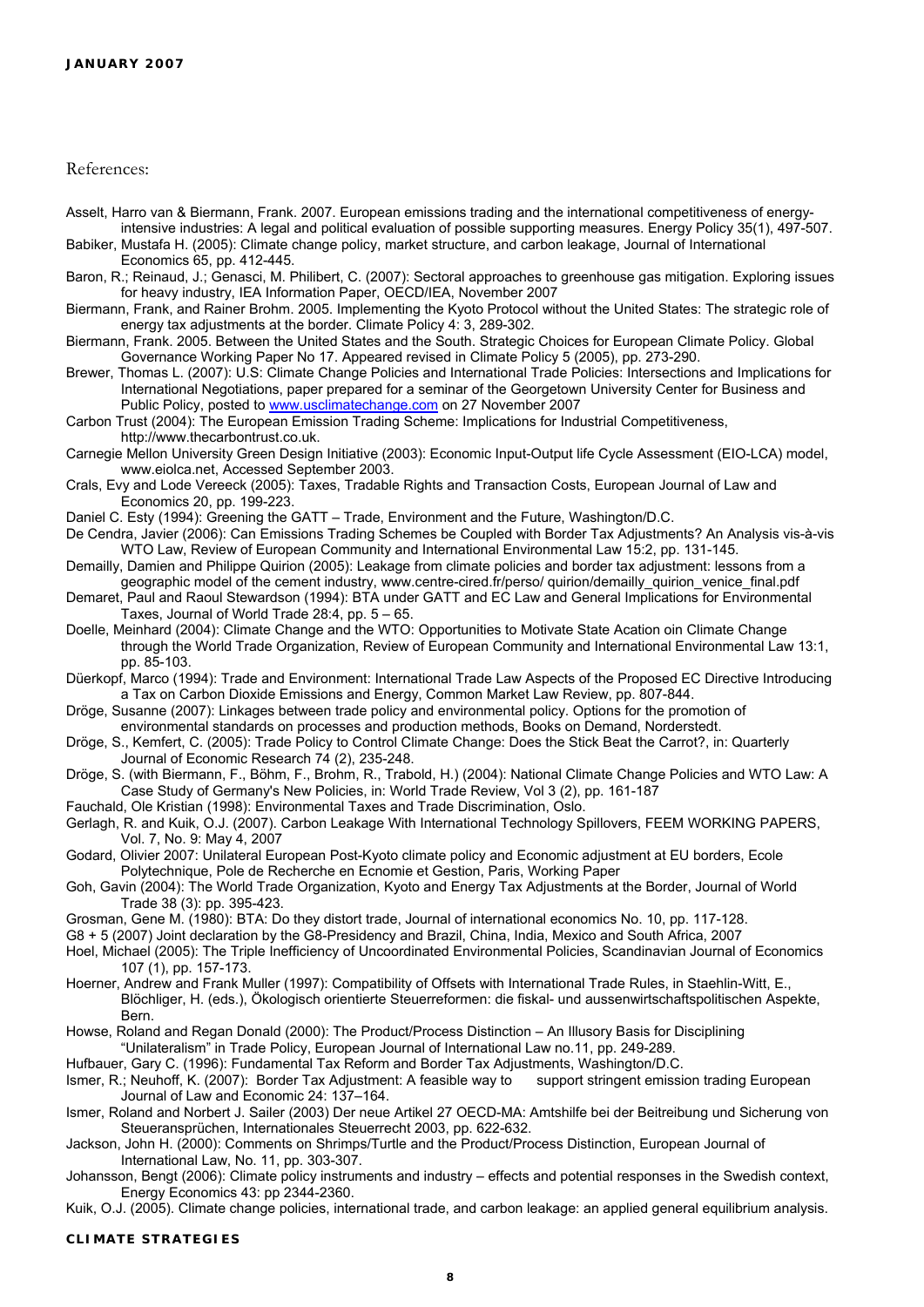References:

Asselt, Harro van & Biermann, Frank. 2007. European emissions trading and the international competitiveness of energy-intensive industries: A legal and political evaluation of possible supporting measures. Energy Policy 35(1), 497-507.

Babiker, Mustafa H. (2005): Climate change policy, market structure, and carbon leakage, Journal of International Economics 65, pp. 412-445.

Baron, R.; Reinaud, J.; Genasci, M. Philibert, C. (2007): Sectoral approaches to greenhouse gas mitigation. Exploring issues for heavy industry, IEA Information Paper, OECD/IEA, November 2007

Biermann, Frank, and Rainer Brohm. 2005. Implementing the Kyoto Protocol without the United States: The strategic role of energy tax adjustments at the border. Climate Policy 4: 3, 289-302.

Biermann, Frank. 2005. Between the United States and the South. Strategic Choices for European Climate Policy. Global Governance Working Paper No 17. Appeared revised in Climate Policy 5 (2005), pp. 273-290.

Brewer, Thomas L. (2007): U.S: Climate Change Policies and International Trade Policies: Intersections and Implications for International Negotiations, paper prepared for a seminar of the Georgetown University Center for Business and Public Policy, posted to www.usclimatechange.com on 27 November 2007

Carbon Trust (2004): The European Emission Trading Scheme: Implications for Industrial Competitiveness, http://www.thecarbontrust.co.uk.

Carnegie Mellon University Green Design Initiative (2003): Economic Input-Output life Cycle Assessment (EIO-LCA) model, www.eiolca.net, Accessed September 2003.

Crals, Evy and Lode Vereeck (2005): Taxes, Tradable Rights and Transaction Costs, European Journal of Law and Economics 20, pp. 199-223.

Daniel C. Esty (1994): Greening the GATT – Trade, Environment and the Future, Washington/D.C.

De Cendra, Javier (2006): Can Emissions Trading Schemes be Coupled with Border Tax Adjustments? An Analysis vis-à-vis WTO Law, Review of European Community and International Environmental Law 15:2, pp. 131-145.

Demailly, Damien and Philippe Quirion (2005): Leakage from climate policies and border tax adjustment: lessons from a geographic model of the cement industry, www.centre-cired.fr/perso/ quirion/demailly_quirion_venice_final.pdf

Demaret, Paul and Raoul Stewardson (1994): BTA under GATT and EC Law and General Implications for Environmental Taxes, Journal of World Trade 28:4, pp. 5 – 65.

Doelle, Meinhard (2004): Climate Change and the WTO: Opportunities to Motivate State Acation oin Climate Change through the World Trade Organization, Review of European Community and International Environmental Law 13:1, pp. 85-103.

Düerkopf, Marco (1994): Trade and Environment: International Trade Law Aspects of the Proposed EC Directive Introducing a Tax on Carbon Dioxide Emissions and Energy, Common Market Law Review, pp. 807-844.

Dröge, Susanne (2007): Linkages between trade policy and environmental policy. Options for the promotion of environmental standards on processes and production methods, Books on Demand, Norderstedt.

Dröge, S., Kemfert, C. (2005): Trade Policy to Control Climate Change: Does the Stick Beat the Carrot?, in: Quarterly Journal of Economic Research 74 (2), 235-248.

Dröge, S. (with Biermann, F., Böhm, F., Brohm, R., Trabold, H.) (2004): National Climate Change Policies and WTO Law: A Case Study of Germany's New Policies, in: World Trade Review, Vol 3 (2), pp. 161-187

Fauchald, Ole Kristian (1998): Environmental Taxes and Trade Discrimination, Oslo.

Gerlagh, R. and Kuik, O.J. (2007). Carbon Leakage With International Technology Spillovers, FEEM WORKING PAPERS, Vol. 7, No. 9: May 4, 2007

Godard, Olivier 2007: Unilateral European Post-Kyoto climate policy and Economic adjustment at EU borders, Ecole Polytechnique, Pole de Recherche en Ecnomie et Gestion, Paris, Working Paper

Goh, Gavin (2004): The World Trade Organization, Kyoto and Energy Tax Adjustments at the Border, Journal of World Trade 38 (3): pp. 395-423.

Grosman, Gene M. (1980): BTA: Do they distort trade, Journal of international economics No. 10, pp. 117-128.

G8 + 5 (2007) Joint declaration by the G8-Presidency and Brazil, China, India, Mexico and South Africa, 2007

Hoel, Michael (2005): The Triple Inefficiency of Uncoordinated Environmental Policies, Scandinavian Journal of Economics 107 (1), pp. 157-173.

Hoerner, Andrew and Frank Muller (1997): Compatibility of Offsets with International Trade Rules, in Staehlin-Witt, E., Blöchliger, H. (eds.), Ökologisch orientierte Steuerreformen: die fiskal- und aussenwirtschaftspolitischen Aspekte, Bern.

Howse, Roland and Regan Donald (2000): The Product/Process Distinction – An Illusory Basis for Disciplining "Unilateralism" in Trade Policy, European Journal of International Law no.11, pp. 249-289.

Hufbauer, Gary C. (1996): Fundamental Tax Reform and Border Tax Adjustments, Washington/D.C.

Ismer, R.; Neuhoff, K. (2007): Border Tax Adjustment: A feasible way to support stringent emission trading European Journal of Law and Economic 24: 137–164.

Ismer, Roland and Norbert J. Sailer (2003) Der neue Artikel 27 OECD-MA: Amtshilfe bei der Beitreibung und Sicherung von Steueransprüchen, Internationales Steuerrecht 2003, pp. 622-632.

Jackson, John H. (2000): Comments on Shrimps/Turtle and the Product/Process Distinction, European Journal of International Law, No. 11, pp. 303-307.

Johansson, Bengt (2006): Climate policy instruments and industry – effects and potential responses in the Swedish context, Energy Economics 43: pp 2344-2360.

Kuik, O.J. (2005). Climate change policies, international trade, and carbon leakage: an applied general equilibrium analysis.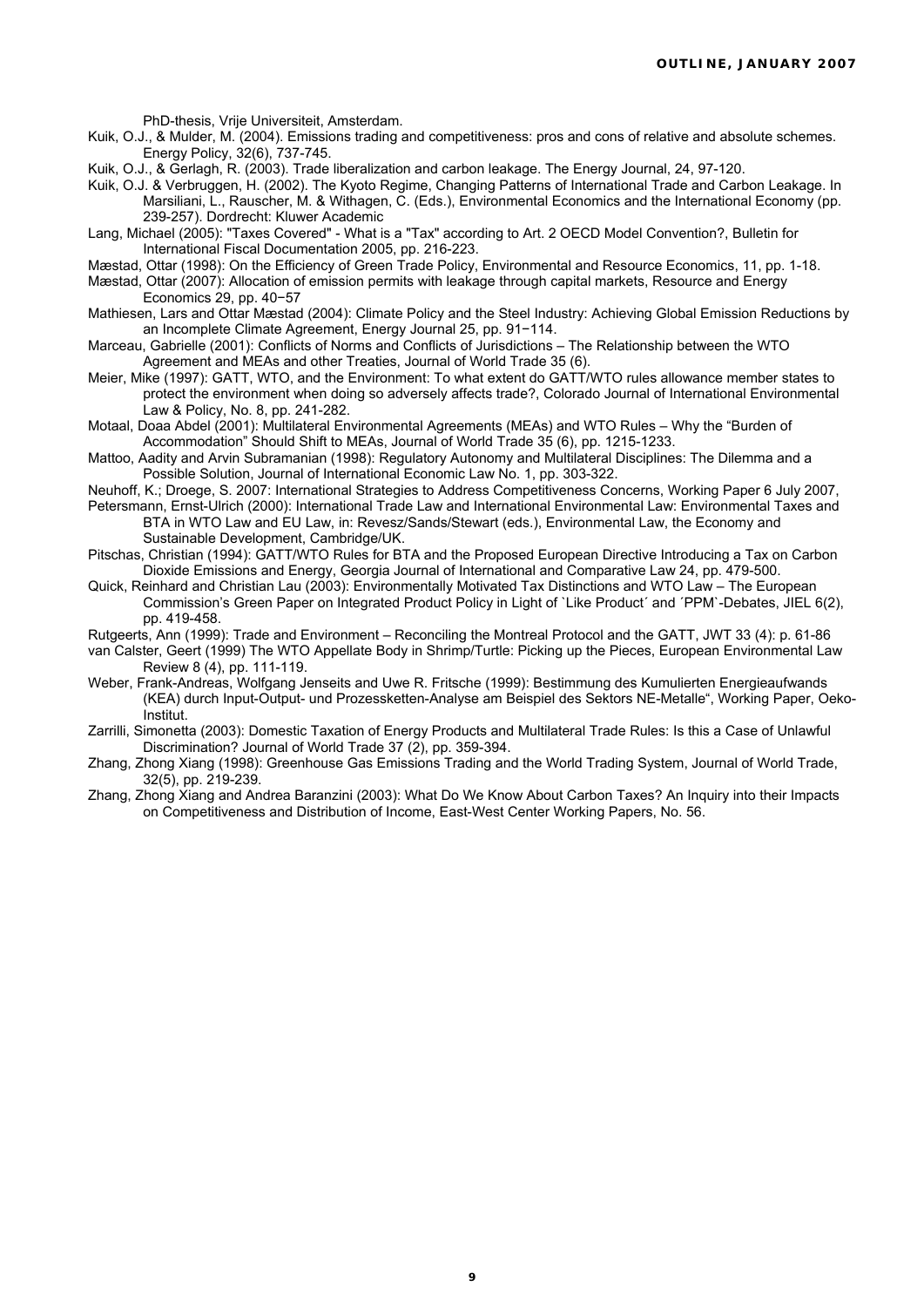PhD-thesis, Vrije Universiteit, Amsterdam.

Kuik, O.J., & Mulder, M. (2004). Emissions trading and competitiveness: pros and cons of relative and absolute schemes. Energy Policy, 32(6), 737-745.

Kuik, O.J., & Gerlagh, R. (2003). Trade liberalization and carbon leakage. The Energy Journal, 24, 97-120.

Kuik, O.J. & Verbruggen, H. (2002). The Kyoto Regime, Changing Patterns of International Trade and Carbon Leakage. In Marsiliani, L., Rauscher, M. & Withagen, C. (Eds.), Environmental Economics and the International Economy (pp. 239-257). Dordrecht: Kluwer Academic

Lang, Michael (2005): "Taxes Covered" - What is a "Tax" according to Art. 2 OECD Model Convention?, Bulletin for International Fiscal Documentation 2005, pp. 216-223.

Mæstad, Ottar (1998): On the Efficiency of Green Trade Policy, Environmental and Resource Economics, 11, pp. 1-18.

Mæstad, Ottar (2007): Allocation of emission permits with leakage through capital markets, Resource and Energy Economics 29, pp. 40−57

Mathiesen, Lars and Ottar Mæstad (2004): Climate Policy and the Steel Industry: Achieving Global Emission Reductions by an Incomplete Climate Agreement, Energy Journal 25, pp. 91−114.

Marceau, Gabrielle (2001): Conflicts of Norms and Conflicts of Jurisdictions – The Relationship between the WTO Agreement and MEAs and other Treaties, Journal of World Trade 35 (6).

Meier, Mike (1997): GATT, WTO, and the Environment: To what extent do GATT/WTO rules allowance member states to protect the environment when doing so adversely affects trade?, Colorado Journal of International Environmental Law & Policy, No. 8, pp. 241-282.

Motaal, Doaa Abdel (2001): Multilateral Environmental Agreements (MEAs) and WTO Rules – Why the "Burden of Accommodation" Should Shift to MEAs, Journal of World Trade 35 (6), pp. 1215-1233.

Mattoo, Aadity and Arvin Subramanian (1998): Regulatory Autonomy and Multilateral Disciplines: The Dilemma and a Possible Solution, Journal of International Economic Law No. 1, pp. 303-322.

Neuhoff, K.; Droege, S. 2007: International Strategies to Address Competitiveness Concerns, Working Paper 6 July 2007,

Petersmann, Ernst-Ulrich (2000): International Trade Law and International Environmental Law: Environmental Taxes and BTA in WTO Law and EU Law, in: Revesz/Sands/Stewart (eds.), Environmental Law, the Economy and Sustainable Development, Cambridge/UK.

Pitschas, Christian (1994): GATT/WTO Rules for BTA and the Proposed European Directive Introducing a Tax on Carbon Dioxide Emissions and Energy, Georgia Journal of International and Comparative Law 24, pp. 479-500.

Quick, Reinhard and Christian Lau (2003): Environmentally Motivated Tax Distinctions and WTO Law – The European Commission's Green Paper on Integrated Product Policy in Light of `Like Product´ and ´PPM`-Debates, JIEL 6(2), pp. 419-458.

Rutgeerts, Ann (1999): Trade and Environment – Reconciling the Montreal Protocol and the GATT, JWT 33 (4): p. 61-86

van Calster, Geert (1999) The WTO Appellate Body in Shrimp/Turtle: Picking up the Pieces, European Environmental Law Review 8 (4), pp. 111-119.

Weber, Frank-Andreas, Wolfgang Jenseits and Uwe R. Fritsche (1999): Bestimmung des Kumulierten Energieaufwands (KEA) durch Input-Output- und Prozessketten-Analyse am Beispiel des Sektors NE-Metalle", Working Paper, Oeko-Institut.

Zarrilli, Simonetta (2003): Domestic Taxation of Energy Products and Multilateral Trade Rules: Is this a Case of Unlawful Discrimination? Journal of World Trade 37 (2), pp. 359-394.

Zhang, Zhong Xiang (1998): Greenhouse Gas Emissions Trading and the World Trading System, Journal of World Trade, 32(5), pp. 219-239.

Zhang, Zhong Xiang and Andrea Baranzini (2003): What Do We Know About Carbon Taxes? An Inquiry into their Impacts on Competitiveness and Distribution of Income, East-West Center Working Papers, No. 56.